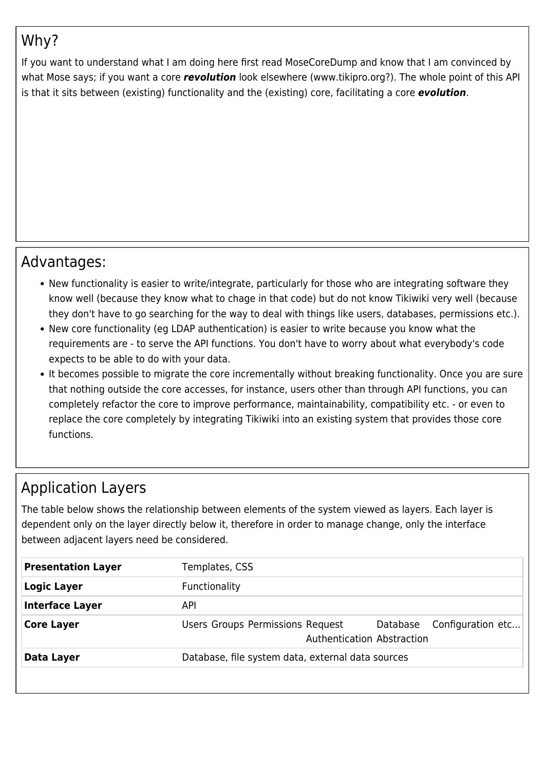## Why?

If you want to understand what I am doing here first read MoseCoreDump and know that I am convinced by what Mose says; if you want a core ***revolution*** look elsewhere (www.tikipro.org?). The whole point of this API is that it sits between (existing) functionality and the (existing) core, facilitating a core ***evolution***.

## Advantages:

- New functionality is easier to write/integrate, particularly for those who are integrating software they know well (because they know what to chage in that code) but do not know Tikiwiki very well (because they don't have to go searching for the way to deal with things like users, databases, permissions etc.).
- New core functionality (eg LDAP authentication) is easier to write because you know what the requirements are - to serve the API functions. You don't have to worry about what everybody's code expects to be able to do with your data.
- It becomes possible to migrate the core incrementally without breaking functionality. Once you are sure that nothing outside the core accesses, for instance, users other than through API functions, you can completely refactor the core to improve performance, maintainability, compatibility etc. - or even to replace the core completely by integrating Tikiwiki into an existing system that provides those core functions.

## Application Layers

The table below shows the relationship between elements of the system viewed as layers. Each layer is dependent only on the layer directly below it, therefore in order to manage change, only the interface between adjacent layers need be considered.

| | | | | | | | |
|---|---|---|---|---|---|---|---|
| **Presentation Layer** | Templates, CSS | | | | | | |
| **Logic Layer** | Functionality | | | | | | |
| **Interface Layer** | API | | | | | | |
| **Core Layer** | Users | Groups | Permissions | Request Authentication | Database Abstraction | Configuration | etc... |
| **Data Layer** | Database, file system data, external data sources | | | | | | |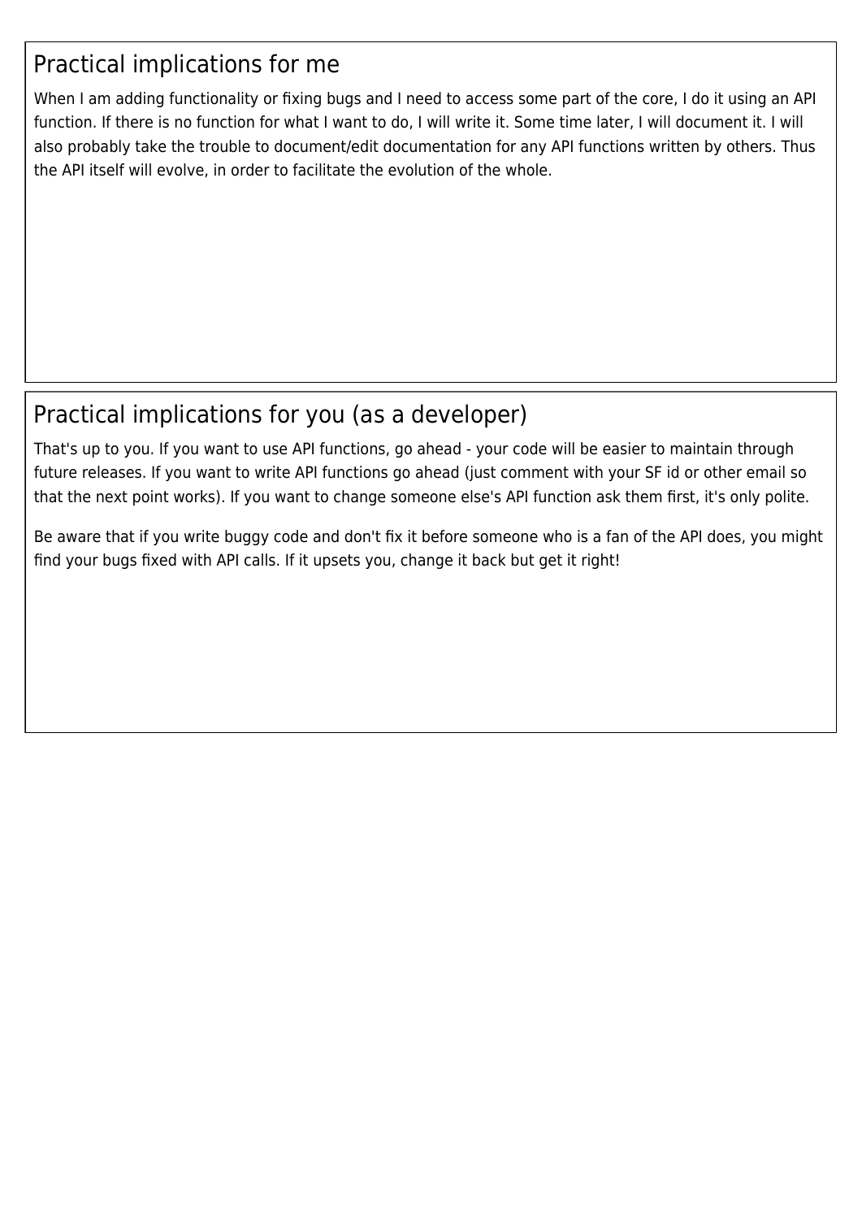## Practical implications for me

When I am adding functionality or fixing bugs and I need to access some part of the core, I do it using an API function. If there is no function for what I want to do, I will write it. Some time later, I will document it. I will also probably take the trouble to document/edit documentation for any API functions written by others. Thus the API itself will evolve, in order to facilitate the evolution of the whole.

## Practical implications for you (as a developer)

That's up to you. If you want to use API functions, go ahead - your code will be easier to maintain through future releases. If you want to write API functions go ahead (just comment with your SF id or other email so that the next point works). If you want to change someone else's API function ask them first, it's only polite.

Be aware that if you write buggy code and don't fix it before someone who is a fan of the API does, you might find your bugs fixed with API calls. If it upsets you, change it back but get it right!